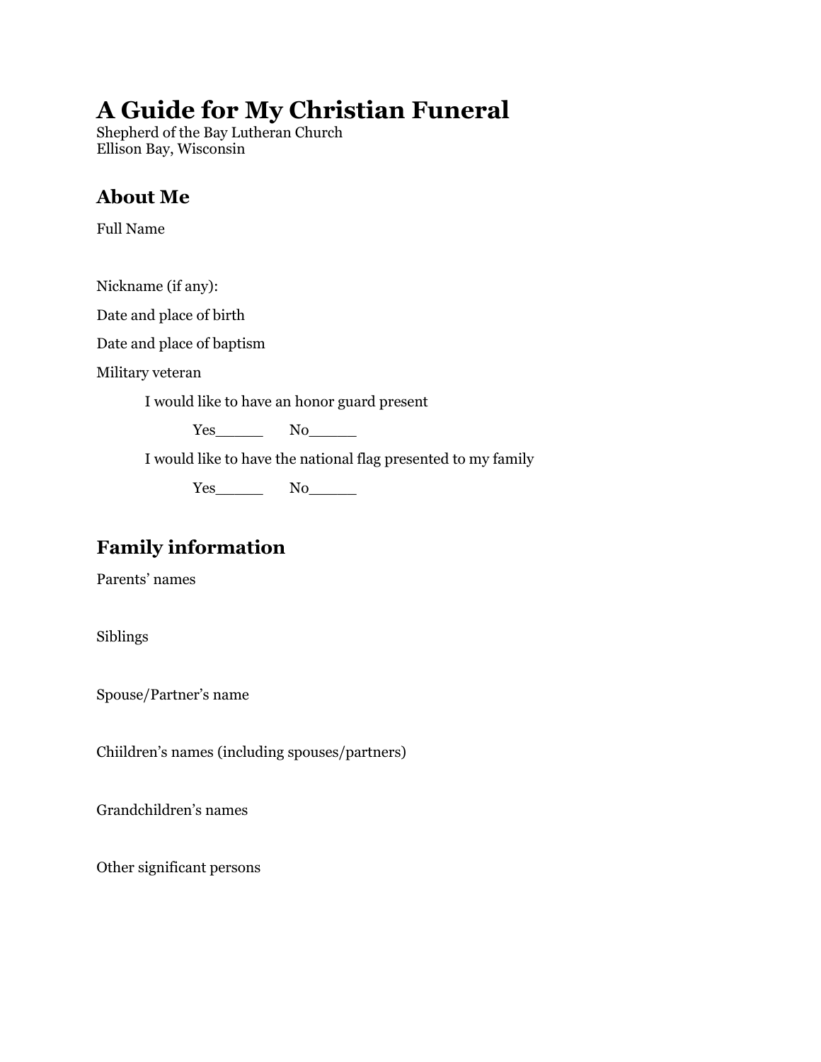# A Guide for My Christian Funeral

Shepherd of the Bay Lutheran Church
Ellison Bay, Wisconsin

## About Me

Full Name

Nickname (if any):

Date and place of birth

Date and place of baptism

Military veteran

I would like to have an honor guard present

Yes_____ No_____

I would like to have the national flag presented to my family

Yes_____ No_____

## Family information

Parents' names

Siblings

Spouse/Partner's name

Chiildren's names (including spouses/partners)

Grandchildren's names

Other significant persons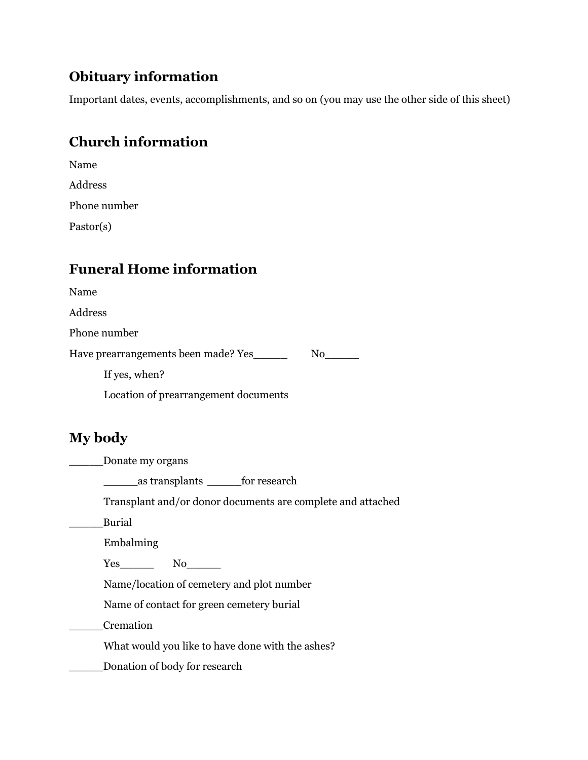## Obituary information

Important dates, events, accomplishments, and so on (you may use the other side of this sheet)

## Church information

Name

Address

Phone number

Pastor(s)

## Funeral Home information

Name

Address

Phone number

Have prearrangements been made? Yes_____ No_____

If yes, when?

Location of prearrangement documents

## My body

_____Donate my organs

_____as transplants _____for research

Transplant and/or donor documents are complete and attached

_____Burial

Embalming

Yes_____ No_____

Name/location of cemetery and plot number

Name of contact for green cemetery burial

_____Cremation

What would you like to have done with the ashes?

_____Donation of body for research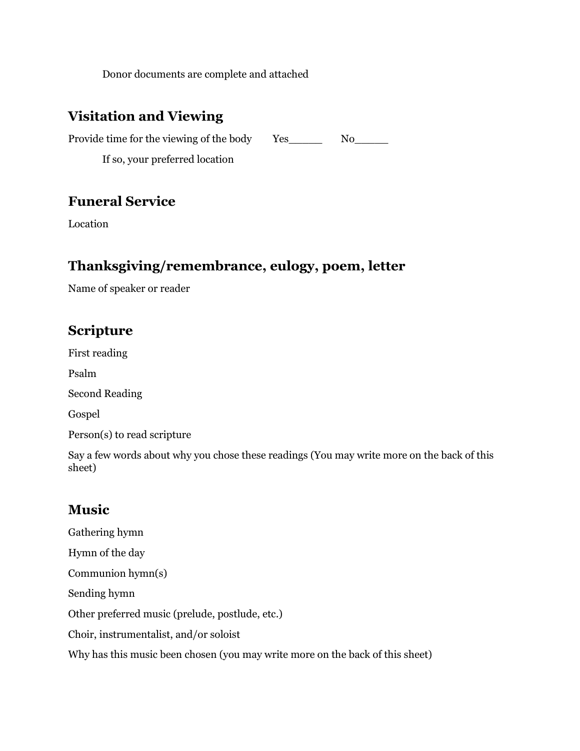Donor documents are complete and attached

## Visitation and Viewing

Provide time for the viewing of the body Yes_____ No_____

If so, your preferred location

## Funeral Service

Location

## Thanksgiving/remembrance, eulogy, poem, letter

Name of speaker or reader

## Scripture

First reading

Psalm

Second Reading

Gospel

Person(s) to read scripture

Say a few words about why you chose these readings (You may write more on the back of this sheet)

## Music

Gathering hymn

Hymn of the day

Communion hymn(s)

Sending hymn

Other preferred music (prelude, postlude, etc.)

Choir, instrumentalist, and/or soloist

Why has this music been chosen (you may write more on the back of this sheet)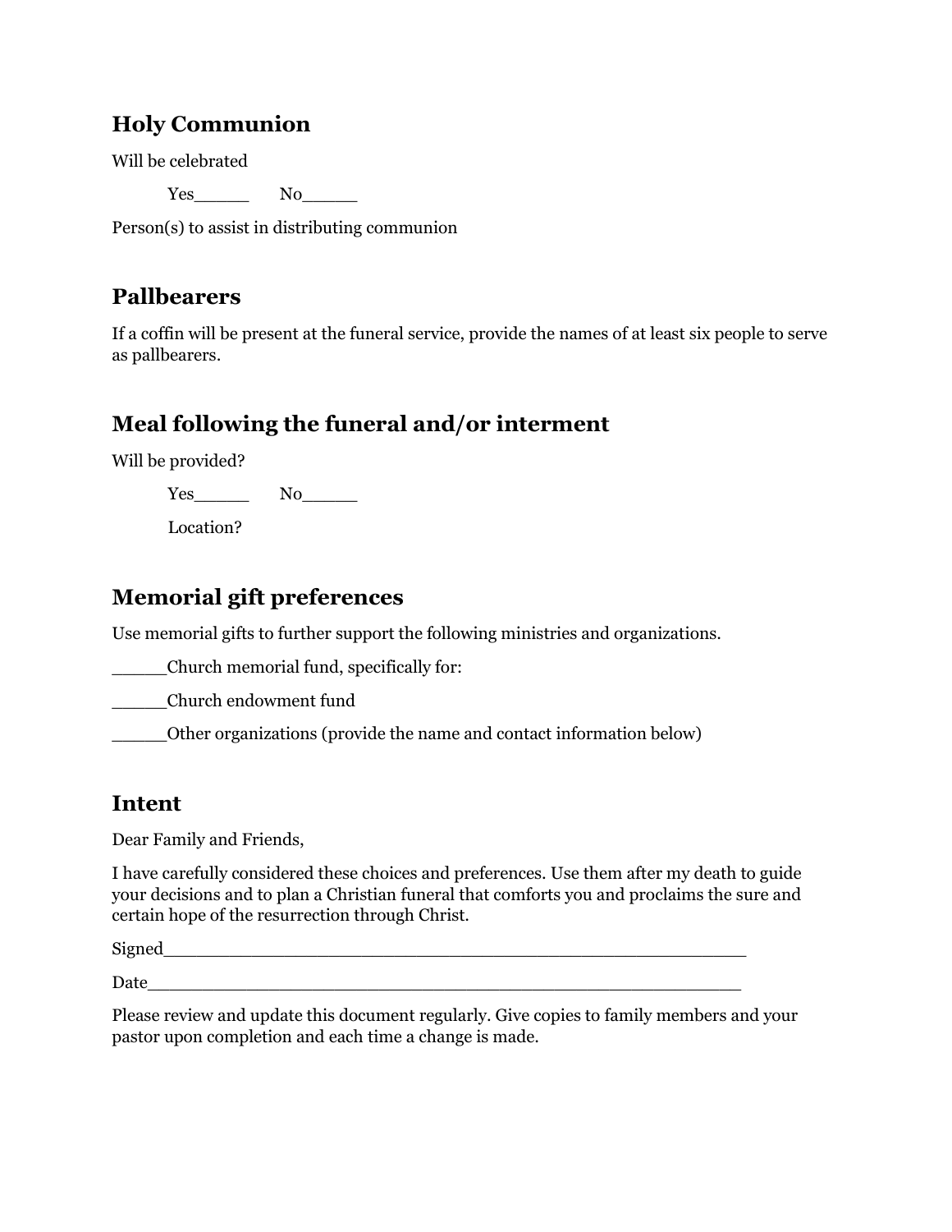## Holy Communion

Will be celebrated

Yes_____ No_____

Person(s) to assist in distributing communion

## Pallbearers

If a coffin will be present at the funeral service, provide the names of at least six people to serve as pallbearers.

## Meal following the funeral and/or interment

Will be provided?

Yes_____ No_____

Location?

## Memorial gift preferences

Use memorial gifts to further support the following ministries and organizations.

_____Church memorial fund, specifically for:

_____Church endowment fund

_____Other organizations (provide the name and contact information below)

## Intent

Dear Family and Friends,

I have carefully considered these choices and preferences. Use them after my death to guide your decisions and to plan a Christian funeral that comforts you and proclaims the sure and certain hope of the resurrection through Christ.

Signed_______________________________________________________

Date_________________________________________________________

Please review and update this document regularly. Give copies to family members and your pastor upon completion and each time a change is made.